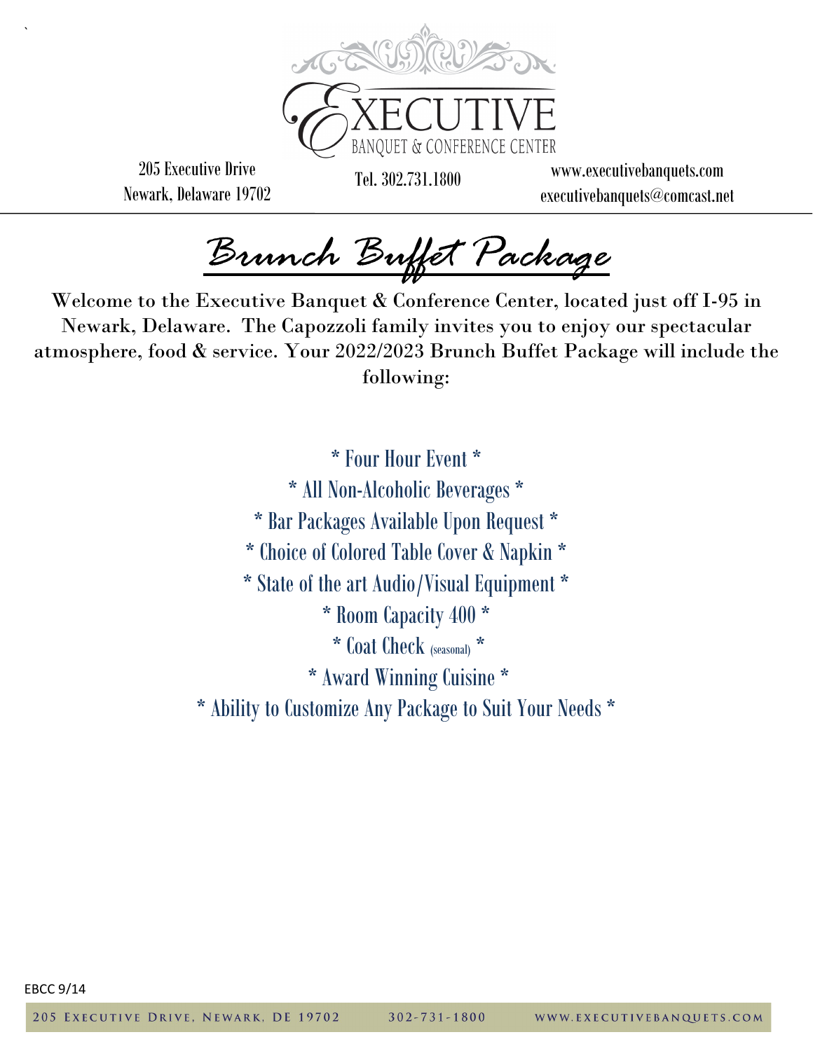# EXECUTIVE
BANQUET & CONFERENCE CENTER

205 Executive Drive
Newark, Delaware 19702

Tel. 302.731.1800

www.executivebanquets.com
executivebanquets@comcast.net

## Brunch Buffet Package

Welcome to the Executive Banquet & Conference Center, located just off I-95 in Newark, Delaware. The Capozzoli family invites you to enjoy our spectacular atmosphere, food & service. Your 2022/2023 Brunch Buffet Package will include the following:

\* Four Hour Event \*

\* All Non-Alcoholic Beverages \*

\* Bar Packages Available Upon Request \*

\* Choice of Colored Table Cover & Napkin \*

\* State of the art Audio/Visual Equipment \*

\* Room Capacity 400 \*

\* Coat Check (seasonal) \*

\* Award Winning Cuisine \*

\* Ability to Customize Any Package to Suit Your Needs \*

EBCC 9/14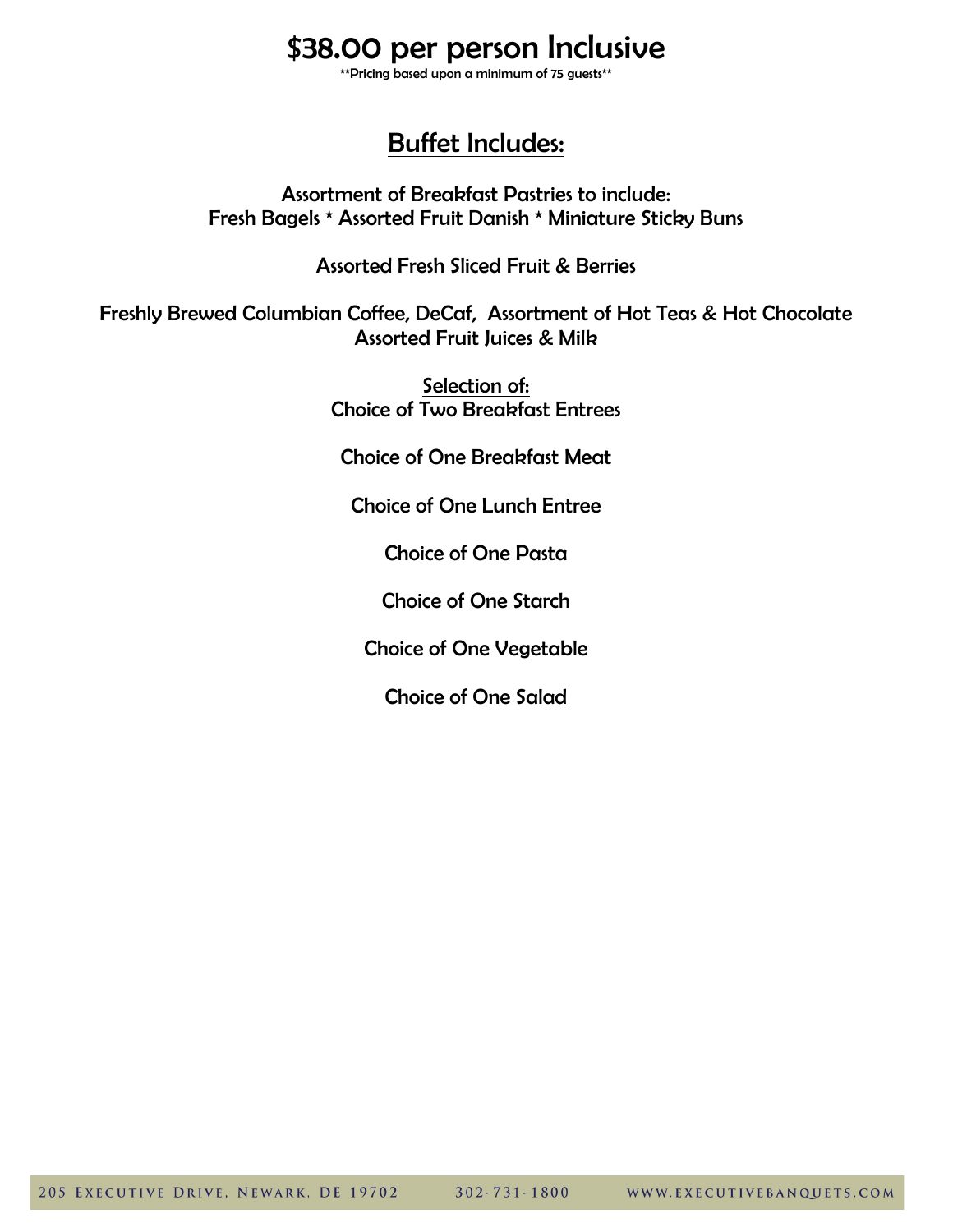# $38.00 per person Inclusive

**Pricing based upon a minimum of 75 guests**

## Buffet Includes:

Assortment of Breakfast Pastries to include:
Fresh Bagels * Assorted Fruit Danish * Miniature Sticky Buns

Assorted Fresh Sliced Fruit & Berries

Freshly Brewed Columbian Coffee, DeCaf, Assortment of Hot Teas & Hot Chocolate
Assorted Fruit Juices & Milk

Selection of:
Choice of Two Breakfast Entrees

Choice of One Breakfast Meat

Choice of One Lunch Entree

Choice of One Pasta

Choice of One Starch

Choice of One Vegetable

Choice of One Salad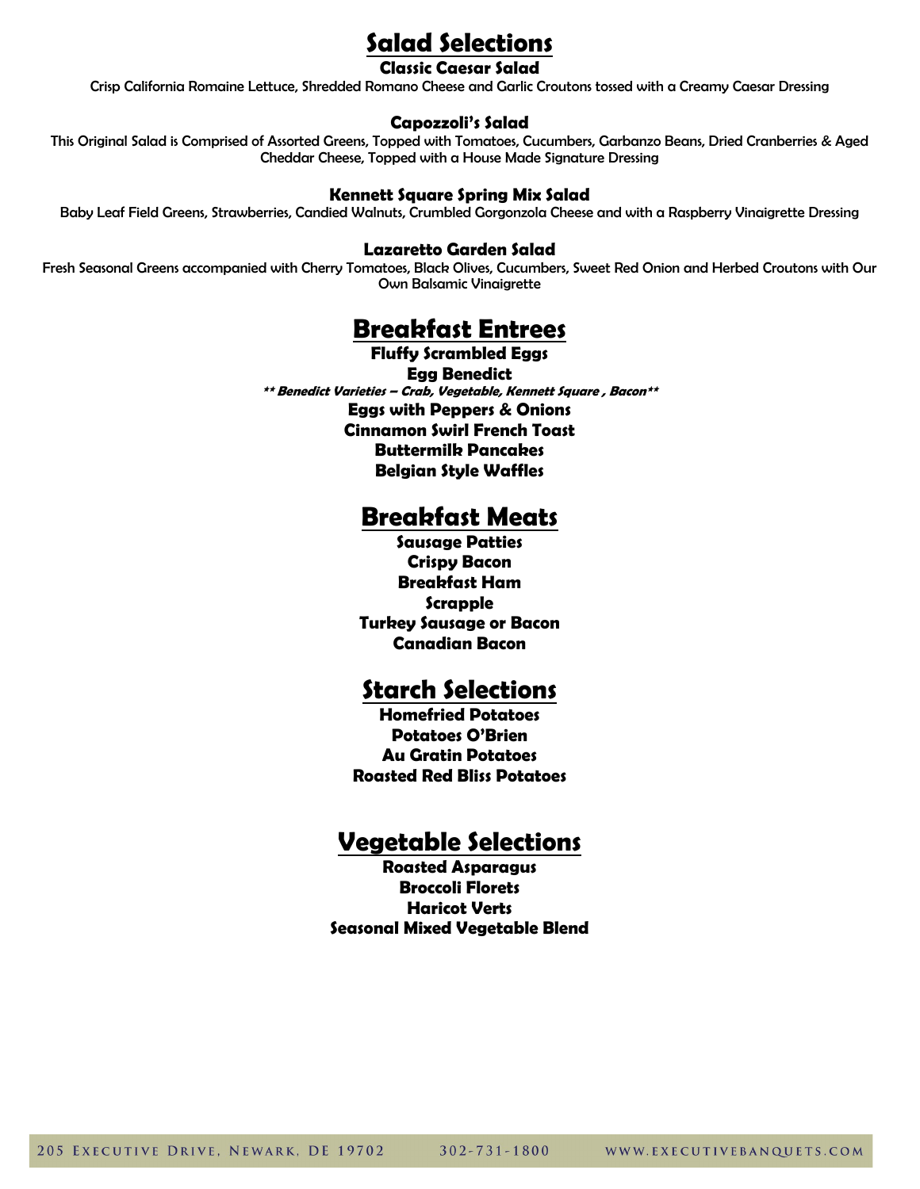# Salad Selections

### Classic Caesar Salad

Crisp California Romaine Lettuce, Shredded Romano Cheese and Garlic Croutons tossed with a Creamy Caesar Dressing

### Capozzoli's Salad

This Original Salad is Comprised of Assorted Greens, Topped with Tomatoes, Cucumbers, Garbanzo Beans, Dried Cranberries & Aged Cheddar Cheese, Topped with a House Made Signature Dressing

### Kennett Square Spring Mix Salad

Baby Leaf Field Greens, Strawberries, Candied Walnuts, Crumbled Gorgonzola Cheese and with a Raspberry Vinaigrette Dressing

### Lazaretto Garden Salad

Fresh Seasonal Greens accompanied with Cherry Tomatoes, Black Olives, Cucumbers, Sweet Red Onion and Herbed Croutons with Our Own Balsamic Vinaigrette

# Breakfast Entrees

**Fluffy Scrambled Eggs**

**Egg Benedict**

***** Benedict Varieties – Crab, Vegetable, Kennett Square , Bacon*****

**Eggs with Peppers & Onions**

**Cinnamon Swirl French Toast**

**Buttermilk Pancakes**

**Belgian Style Waffles**

# Breakfast Meats

**Sausage Patties**

**Crispy Bacon**

**Breakfast Ham**

**Scrapple**

**Turkey Sausage or Bacon**

**Canadian Bacon**

# Starch Selections

**Homefried Potatoes**

**Potatoes O'Brien**

**Au Gratin Potatoes**

**Roasted Red Bliss Potatoes**

# Vegetable Selections

**Roasted Asparagus**

**Broccoli Florets**

**Haricot Verts**

**Seasonal Mixed Vegetable Blend**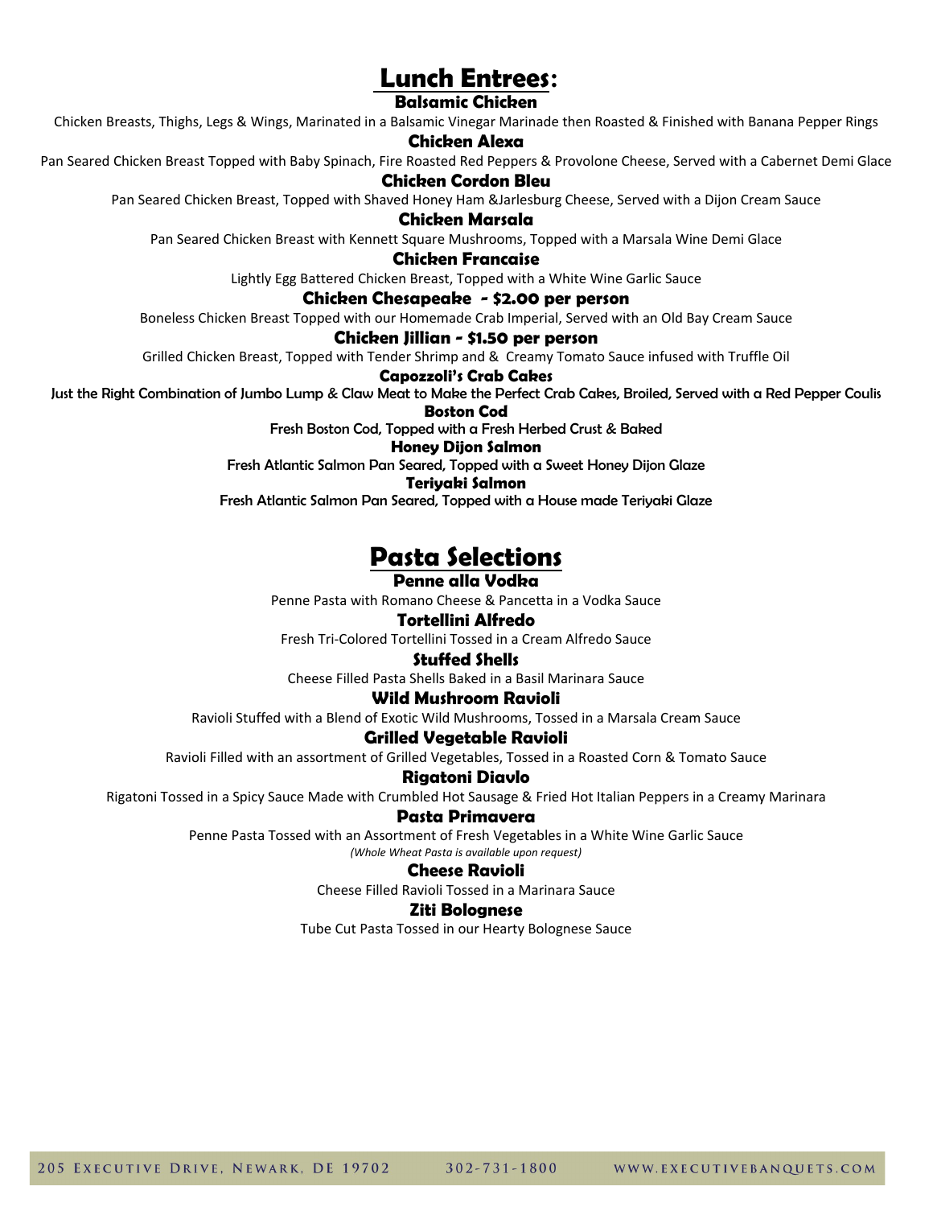# Lunch Entrees:

### Balsamic Chicken

Chicken Breasts, Thighs, Legs & Wings, Marinated in a Balsamic Vinegar Marinade then Roasted & Finished with Banana Pepper Rings

### Chicken Alexa

Pan Seared Chicken Breast Topped with Baby Spinach, Fire Roasted Red Peppers & Provolone Cheese, Served with a Cabernet Demi Glace

### Chicken Cordon Bleu

Pan Seared Chicken Breast, Topped with Shaved Honey Ham &Jarlesburg Cheese, Served with a Dijon Cream Sauce

### Chicken Marsala

Pan Seared Chicken Breast with Kennett Square Mushrooms, Topped with a Marsala Wine Demi Glace

### Chicken Francaise

Lightly Egg Battered Chicken Breast, Topped with a White Wine Garlic Sauce

### Chicken Chesapeake - $2.00 per person

Boneless Chicken Breast Topped with our Homemade Crab Imperial, Served with an Old Bay Cream Sauce

### Chicken Jillian - $1.50 per person

Grilled Chicken Breast, Topped with Tender Shrimp and & Creamy Tomato Sauce infused with Truffle Oil

### Capozzoli's Crab Cakes

Just the Right Combination of Jumbo Lump & Claw Meat to Make the Perfect Crab Cakes, Broiled, Served with a Red Pepper Coulis

### Boston Cod

Fresh Boston Cod, Topped with a Fresh Herbed Crust & Baked

### Honey Dijon Salmon

Fresh Atlantic Salmon Pan Seared, Topped with a Sweet Honey Dijon Glaze

### Teriyaki Salmon

Fresh Atlantic Salmon Pan Seared, Topped with a House made Teriyaki Glaze

# Pasta Selections

### Penne alla Vodka

Penne Pasta with Romano Cheese & Pancetta in a Vodka Sauce

### Tortellini Alfredo

Fresh Tri-Colored Tortellini Tossed in a Cream Alfredo Sauce

### Stuffed Shells

Cheese Filled Pasta Shells Baked in a Basil Marinara Sauce

### Wild Mushroom Ravioli

Ravioli Stuffed with a Blend of Exotic Wild Mushrooms, Tossed in a Marsala Cream Sauce

### Grilled Vegetable Ravioli

Ravioli Filled with an assortment of Grilled Vegetables, Tossed in a Roasted Corn & Tomato Sauce

### Rigatoni Diavlo

Rigatoni Tossed in a Spicy Sauce Made with Crumbled Hot Sausage & Fried Hot Italian Peppers in a Creamy Marinara

### Pasta Primavera

Penne Pasta Tossed with an Assortment of Fresh Vegetables in a White Wine Garlic Sauce

*(Whole Wheat Pasta is available upon request)*

### Cheese Ravioli

Cheese Filled Ravioli Tossed in a Marinara Sauce

### Ziti Bolognese

Tube Cut Pasta Tossed in our Hearty Bolognese Sauce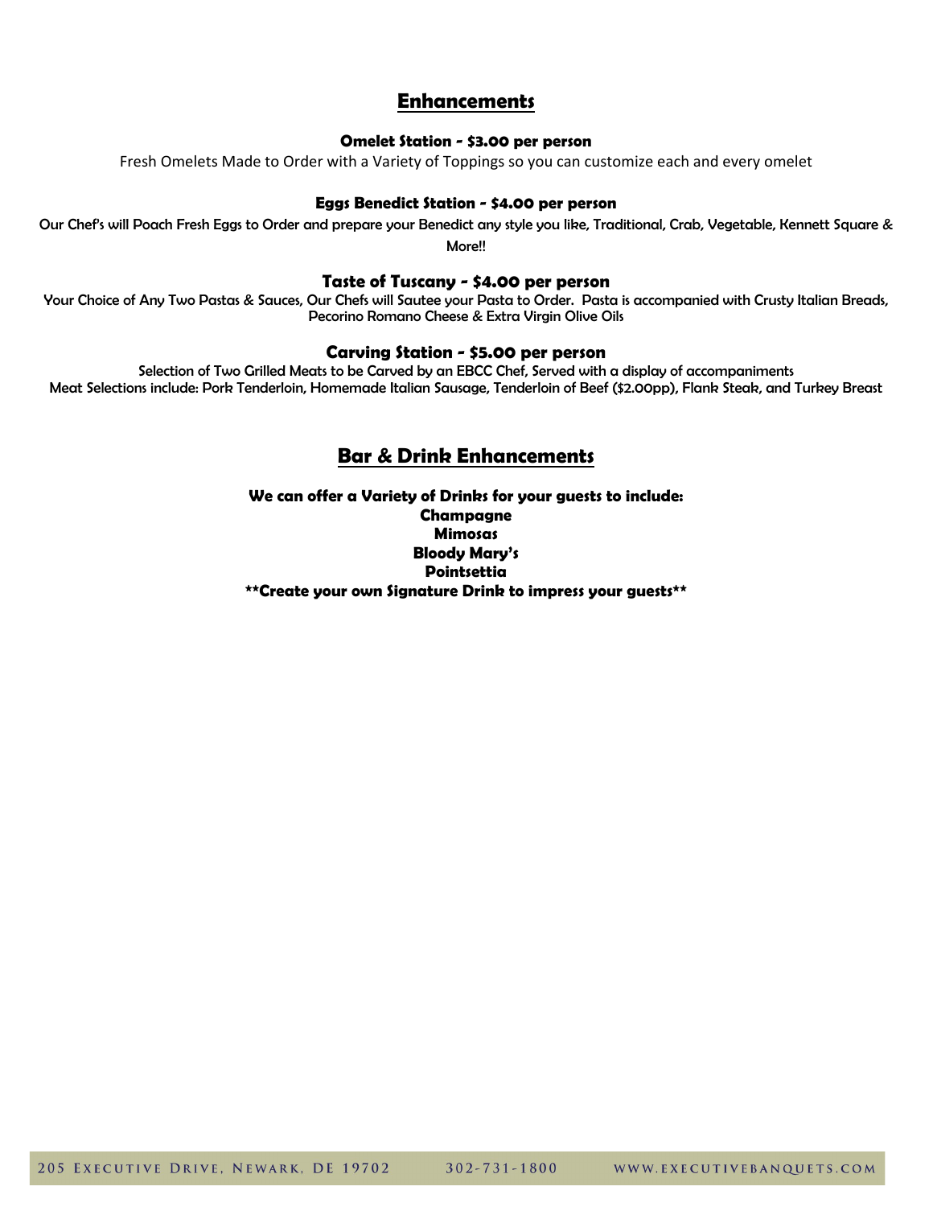## Enhancements

**Omelet Station - $3.00 per person**

Fresh Omelets Made to Order with a Variety of Toppings so you can customize each and every omelet

**Eggs Benedict Station - $4.00 per person**

Our Chef's will Poach Fresh Eggs to Order and prepare your Benedict any style you like, Traditional, Crab, Vegetable, Kennett Square & More!!

**Taste of Tuscany - $4.00 per person**

Your Choice of Any Two Pastas & Sauces, Our Chefs will Sautee your Pasta to Order. Pasta is accompanied with Crusty Italian Breads, Pecorino Romano Cheese & Extra Virgin Olive Oils

**Carving Station - $5.00 per person**

Selection of Two Grilled Meats to be Carved by an EBCC Chef, Served with a display of accompaniments
Meat Selections include: Pork Tenderloin, Homemade Italian Sausage, Tenderloin of Beef ($2.00pp), Flank Steak, and Turkey Breast

## Bar & Drink Enhancements

**We can offer a Variety of Drinks for your guests to include:**
**Champagne**
**Mimosas**
**Bloody Mary's**
**Pointsettia**
****Create your own Signature Drink to impress your guests****

205 Executive Drive, Newark, DE 19702 302-731-1800 www.executivebanquets.com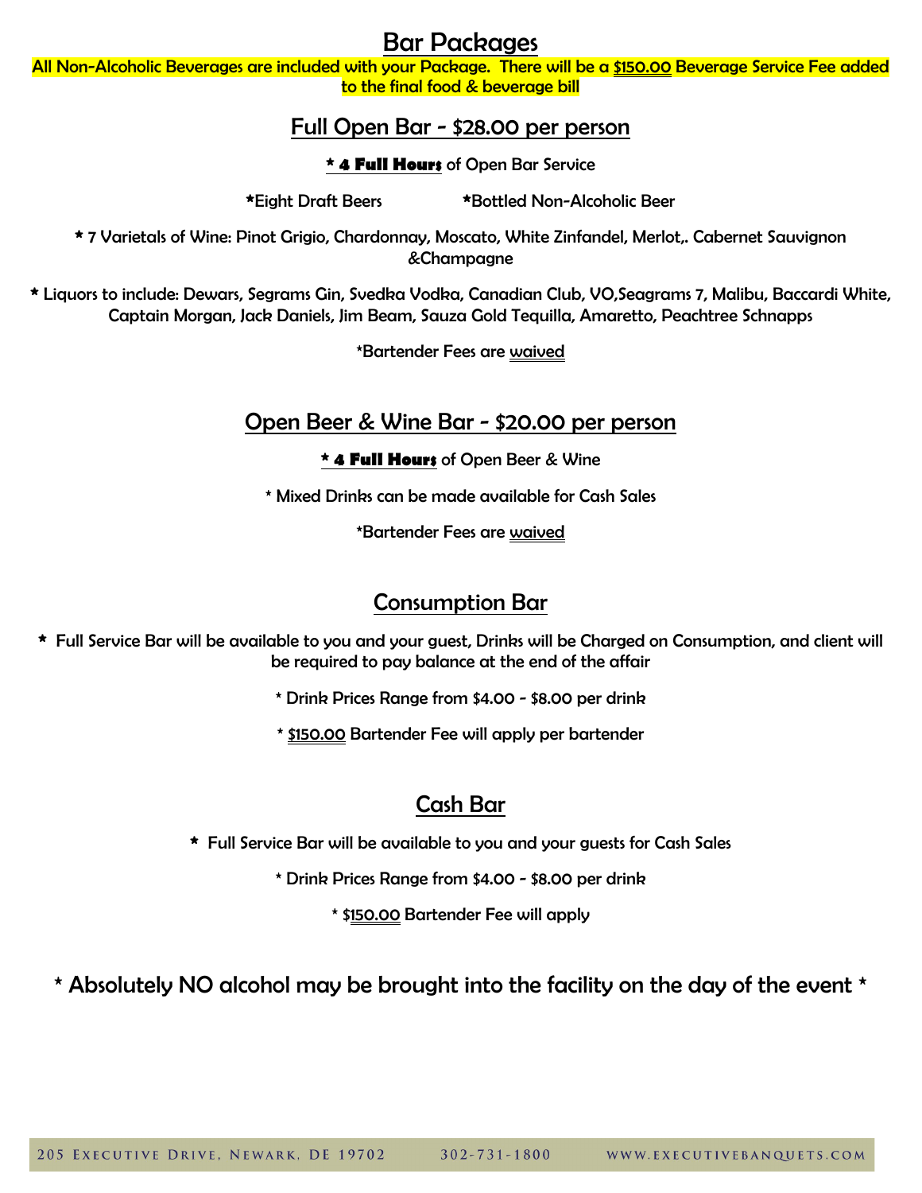# Bar Packages

**All Non-Alcoholic Beverages are included with your Package. There will be a $150.00 Beverage Service Fee added to the final food & beverage bill**

## Full Open Bar - $28.00 per person

*** 4 Full Hours** of Open Bar Service

*Eight Draft Beers *Bottled Non-Alcoholic Beer

* 7 Varietals of Wine: Pinot Grigio, Chardonnay, Moscato, White Zinfandel, Merlot,. Cabernet Sauvignon &Champagne

* Liquors to include: Dewars, Segrams Gin, Svedka Vodka, Canadian Club, VO,Seagrams 7, Malibu, Baccardi White, Captain Morgan, Jack Daniels, Jim Beam, Sauza Gold Tequilla, Amaretto, Peachtree Schnapps

*Bartender Fees are waived

## Open Beer & Wine Bar - $20.00 per person

*** 4 Full Hours** of Open Beer & Wine

* Mixed Drinks can be made available for Cash Sales

*Bartender Fees are waived

## Consumption Bar

* Full Service Bar will be available to you and your guest, Drinks will be Charged on Consumption, and client will be required to pay balance at the end of the affair

* Drink Prices Range from $4.00 - $8.00 per drink

* $150.00 Bartender Fee will apply per bartender

## Cash Bar

* Full Service Bar will be available to you and your guests for Cash Sales

* Drink Prices Range from $4.00 - $8.00 per drink

* $150.00 Bartender Fee will apply

### * Absolutely NO alcohol may be brought into the facility on the day of the event *

205 Executive Drive, Newark, DE 19702 302-731-1800 www.executivebanquets.com